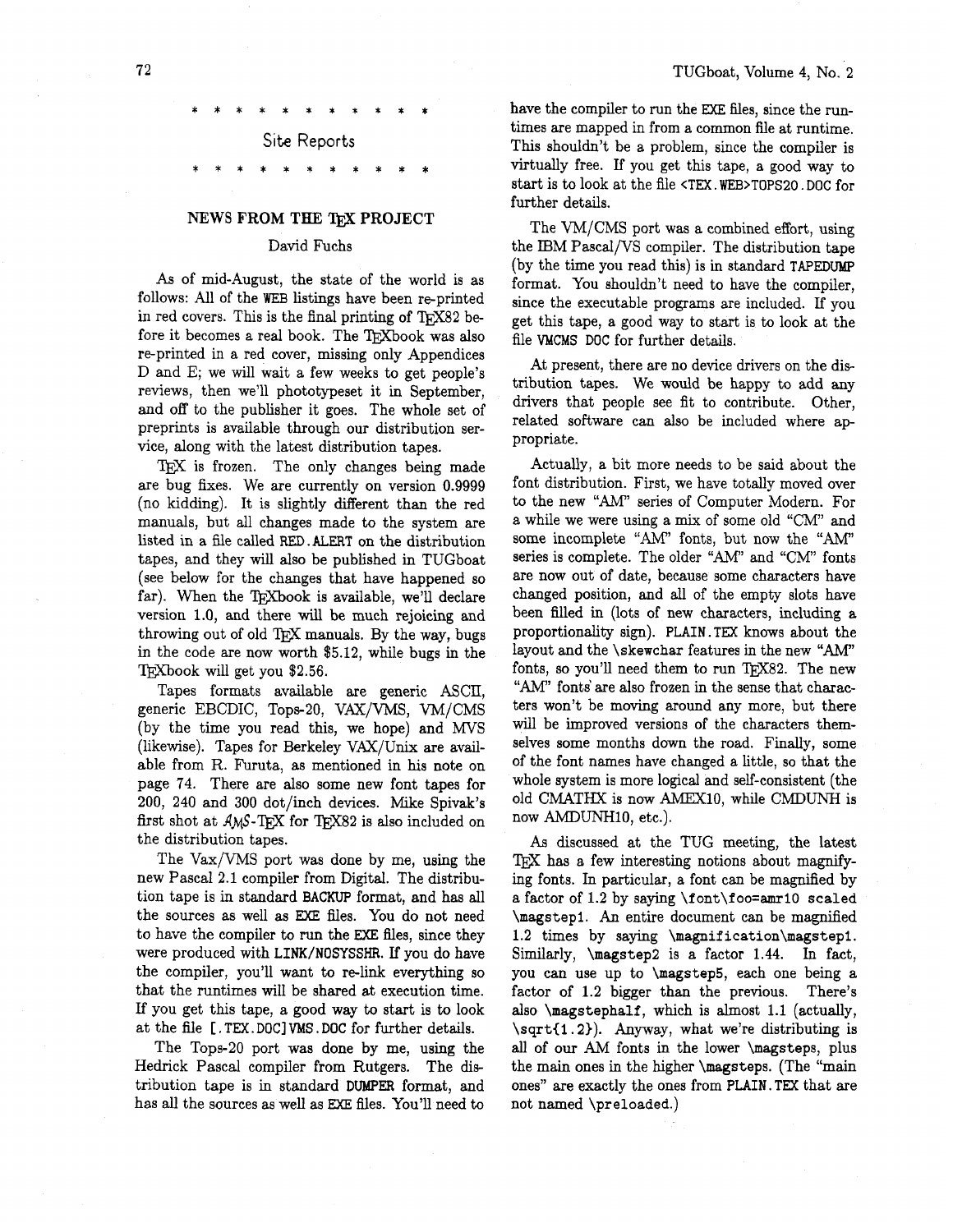\* \* \* \* \* \* \* \* \* \* \*

## Site Reports

\* \* \* \* \* \* \* \* \* \* \*

### NEWS FROM THE TEX PROJECT

David Fuchs

As of mid-August, the state of the world is as follows: All of the WEB listings have been re-printed in red covers. This is the final printing of TEX82 before it becomes a real book. The TEXbook was also re-printed in a red cover, missing only Appendices D and E; we will wait a few weeks to get people's reviews, then we'll phototypeset it in September, and off to the publisher it goes. The whole set of preprints is available through our distribution service, along with the latest distribution tapes.

TEX is frozen. The only changes being made are bug fixes. We are currently on version 0.9999 (no kidding). It is slightly different than the red manuals, but all changes made to the system are listed in a file called `RED.ALERT` on the distribution tapes, and they will also be published in TUGboat (see below for the changes that have happened so far). When the TEXbook is available, we'll declare version 1.0, and there will be much rejoicing and throwing out of old TEX manuals. By the way, bugs in the code are now worth $5.12, while bugs in the TEXbook will get you $2.56.

Tapes formats available are generic ASCII, generic EBCDIC, Tops-20, VAX/VMS, VM/CMS (by the time you read this, we hope) and MVS (likewise). Tapes for Berkeley VAX/Unix are available from R. Furuta, as mentioned in his note on page 74. There are also some new font tapes for 200, 240 and 300 dot/inch devices. Mike Spivak's first shot at AMS-TEX for TEX82 is also included on the distribution tapes.

The Vax/VMS port was done by me, using the new Pascal 2.1 compiler from Digital. The distribution tape is in standard `BACKUP` format, and has all the sources as well as EXE files. You do not need to have the compiler to run the EXE files, since they were produced with `LINK/NOSYSSHR`. If you do have the compiler, you'll want to re-link everything so that the runtimes will be shared at execution time. If you get this tape, a good way to start is to look at the file `[.TEX.DOC]VMS.DOC` for further details.

The Tops-20 port was done by me, using the Hedrick Pascal compiler from Rutgers. The distribution tape is in standard `DUMPER` format, and has all the sources as well as EXE files. You'll need to have the compiler to run the EXE files, since the runtimes are mapped in from a common file at runtime. This shouldn't be a problem, since the compiler is virtually free. If you get this tape, a good way to start is to look at the file `<TEX.WEB>TOPS20.DOC` for further details.

The VM/CMS port was a combined effort, using the IBM Pascal/VS compiler. The distribution tape (by the time you read this) is in standard `TAPEDUMP` format. You shouldn't need to have the compiler, since the executable programs are included. If you get this tape, a good way to start is to look at the file `VMCMS DOC` for further details.

At present, there are no device drivers on the distribution tapes. We would be happy to add any drivers that people see fit to contribute. Other, related software can also be included where appropriate.

Actually, a bit more needs to be said about the font distribution. First, we have totally moved over to the new "AM" series of Computer Modern. For a while we were using a mix of some old "CM" and some incomplete "AM" fonts, but now the "AM" series is complete. The older "AM" and "CM" fonts are now out of date, because some characters have changed position, and all of the empty slots have been filled in (lots of new characters, including a proportionality sign). `PLAIN.TEX` knows about the layout and the `\skewchar` features in the new "AM" fonts, so you'll need them to run TEX82. The new "AM" fonts are also frozen in the sense that characters won't be moving around any more, but there will be improved versions of the characters themselves some months down the road. Finally, some of the font names have changed a little, so that the whole system is more logical and self-consistent (the old CMATHX is now AMEX10, while CMDUNH is now AMDUNH10, etc.).

As discussed at the TUG meeting, the latest TEX has a few interesting notions about magnifying fonts. In particular, a font can be magnified by a factor of 1.2 by saying `\font\foo=amr10 scaled \magstep1`. An entire document can be magnified 1.2 times by saying `\magnification\magstep1`. Similarly, `\magstep2` is a factor 1.44. In fact, you can use up to `\magstep5`, each one being a factor of 1.2 bigger than the previous. There's also `\magstephalf`, which is almost 1.1 (actually, `\sqrt{1.2}`). Anyway, what we're distributing is all of our AM fonts in the lower `\magsteps`, plus the main ones in the higher `\magsteps`. (The "main ones" are exactly the ones from `PLAIN.TEX` that are not named `\preloaded`.)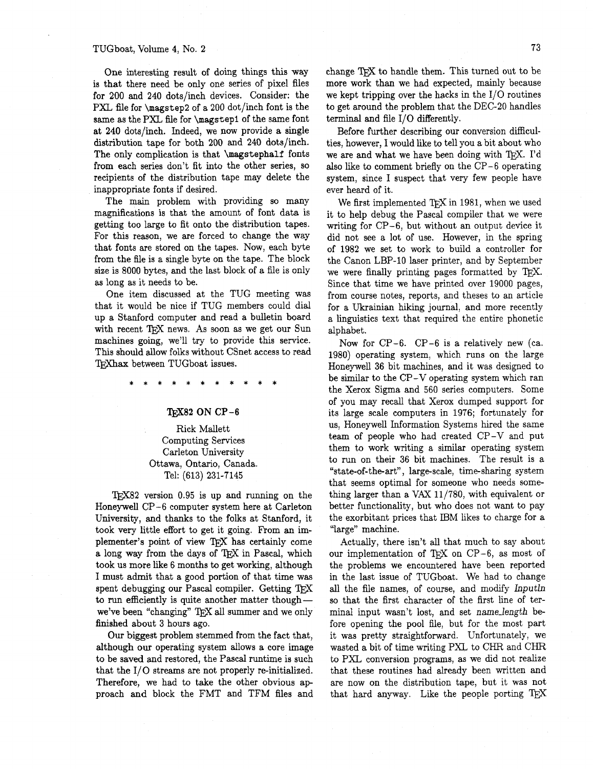One interesting result of doing things this way is that there need be only one series of pixel files for 200 and 240 dots/inch devices. Consider: the PXL file for `\magstep2` of a 200 dot/inch font is the same as the PXL file for `\magstep1` of the same font at 240 dots/inch. Indeed, we now provide a single distribution tape for both 200 and 240 dots/inch. The only complication is that `\magstephalf` fonts from each series don't fit into the other series, so recipients of the distribution tape may delete the inappropriate fonts if desired.

The main problem with providing so many magnifications is that the amount of font data is getting too large to fit onto the distribution tapes. For this reason, we are forced to change the way that fonts are stored on the tapes. Now, each byte from the file is a single byte on the tape. The block size is 8000 bytes, and the last block of a file is only as long as it needs to be.

One item discussed at the TUG meeting was that it would be nice if TUG members could dial up a Stanford computer and read a bulletin board with recent TEX news. As soon as we get our Sun machines going, we'll try to provide this service. This should allow folks without CSnet access to read TEXhax between TUGboat issues.

\* \* \* \* \* \* \* \* \* \* \*

## TEX82 ON CP-6

Rick Mallett
Computing Services
Carleton University
Ottawa, Ontario, Canada.
Tel: (613) 231-7145

TEX82 version 0.95 is up and running on the Honeywell CP-6 computer system here at Carleton University, and thanks to the folks at Stanford, it took very little effort to get it going. From an implementer's point of view TEX has certainly come a long way from the days of TEX in Pascal, which took us more like 6 months to get working, although I must admit that a good portion of that time was spent debugging our Pascal compiler. Getting TEX to run efficiently is quite another matter though— we've been "changing" TEX all summer and we only finished about 3 hours ago.

Our biggest problem stemmed from the fact that, although our operating system allows a core image to be saved and restored, the Pascal runtime is such that the I/O streams are not properly re-initialized. Therefore, we had to take the other obvious approach and block the FMT and TFM files and change TEX to handle them. This turned out to be more work than we had expected, mainly because we kept tripping over the hacks in the I/O routines to get around the problem that the DEC-20 handles terminal and file I/O differently.

Before further describing our conversion difficulties, however, I would like to tell you a bit about who we are and what we have been doing with TEX. I'd also like to comment briefly on the CP-6 operating system, since I suspect that very few people have ever heard of it.

We first implemented TEX in 1981, when we used it to help debug the Pascal compiler that we were writing for CP-6, but without an output device it did not see a lot of use. However, in the spring of 1982 we set to work to build a controller for the Canon LBP-10 laser printer, and by September we were finally printing pages formatted by TEX. Since that time we have printed over 19000 pages, from course notes, reports, and theses to an article for a Ukrainian hiking journal, and more recently a linguistics text that required the entire phonetic alphabet.

Now for CP-6. CP-6 is a relatively new (ca. 1980) operating system, which runs on the large Honeywell 36 bit machines, and it was designed to be similar to the CP-V operating system which ran the Xerox Sigma and 560 series computers. Some of you may recall that Xerox dumped support for its large scale computers in 1976; fortunately for us, Honeywell Information Systems hired the same team of people who had created CP-V and put them to work writing a similar operating system to run on their 36 bit machines. The result is a "state-of-the-art", large-scale, time-sharing system that seems optimal for someone who needs something larger than a VAX 11/780, with equivalent or better functionality, but who does not want to pay the exorbitant prices that IBM likes to charge for a "large" machine.

Actually, there isn't all that much to say about our implementation of TEX on CP-6, as most of the problems we encountered have been reported in the last issue of TUGboat. We had to change all the file names, of course, and modify *Inputln* so that the first character of the first line of terminal input wasn't lost, and set *name_length* before opening the pool file, but for the most part it was pretty straightforward. Unfortunately, we wasted a bit of time writing PXL to CHR and CHR to PXL conversion programs, as we did not realize that these routines had already been written and are now on the distribution tape, but it was not that hard anyway. Like the people porting TEX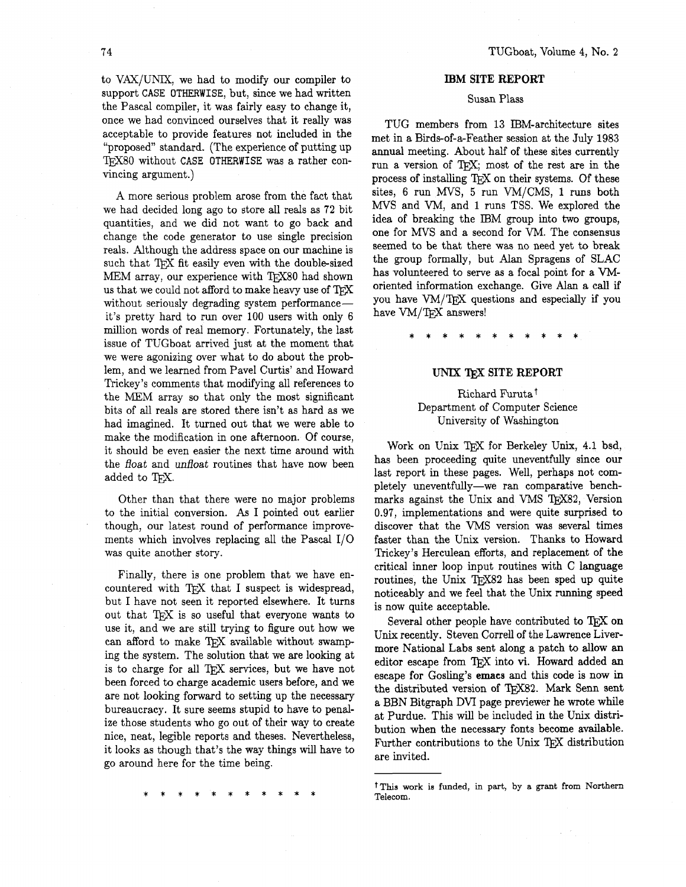to VAX/UNIX, we had to modify our compiler to support `CASE OTHERWISE`, but, since we had written the Pascal compiler, it was fairly easy to change it, once we had convinced ourselves that it really was acceptable to provide features not included in the "proposed" standard. (The experience of putting up TEX80 without `CASE OTHERWISE` was a rather convincing argument.)

A more serious problem arose from the fact that we had decided long ago to store all reals as 72 bit quantities, and we did not want to go back and change the code generator to use single precision reals. Although the address space on our machine is such that TEX fit easily even with the double-sized MEM array, our experience with TEX80 had shown us that we could not afford to make heavy use of TEX without seriously degrading system performance—it's pretty hard to run over 100 users with only 6 million words of real memory. Fortunately, the last issue of TUGboat arrived just at the moment that we were agonizing over what to do about the problem, and we learned from Pavel Curtis' and Howard Trickey's comments that modifying all references to the MEM array so that only the most significant bits of all reals are stored there isn't as hard as we had imagined. It turned out that we were able to make the modification in one afternoon. Of course, it should be even easier the next time around with the *float* and *unfloat* routines that have now been added to TEX.

Other than that there were no major problems to the initial conversion. As I pointed out earlier though, our latest round of performance improvements which involves replacing all the Pascal I/O was quite another story.

Finally, there is one problem that we have encountered with TEX that I suspect is widespread, but I have not seen it reported elsewhere. It turns out that TEX is so useful that everyone wants to use it, and we are still trying to figure out how we can afford to make TEX available without swamping the system. The solution that we are looking at is to charge for all TEX services, but we have not been forced to charge academic users before, and we are not looking forward to setting up the necessary bureaucracy. It sure seems stupid to have to penalize those students who go out of their way to create nice, neat, legible reports and theses. Nevertheless, it looks as though that's the way things will have to go around here for the time being.

\* \* \* \* \* \* \* \* \* \* \*

## IBM SITE REPORT

Susan Plass

TUG members from 13 IBM-architecture sites met in a Birds-of-a-Feather session at the July 1983 annual meeting. About half of these sites currently run a version of TEX; most of the rest are in the process of installing TEX on their systems. Of these sites, 6 run MVS, 5 run VM/CMS, 1 runs both MVS and VM, and 1 runs TSS. We explored the idea of breaking the IBM group into two groups, one for MVS and a second for VM. The consensus seemed to be that there was no need yet to break the group formally, but Alan Spragens of SLAC has volunteered to serve as a focal point for a VM-oriented information exchange. Give Alan a call if you have VM/TEX questions and especially if you have VM/TEX answers!

\* \* \* \* \* \* \* \* \* \* \*

## UNIX TEX SITE REPORT

Richard Furuta[†]
Department of Computer Science
University of Washington

Work on Unix TEX for Berkeley Unix, 4.1 bsd, has been proceeding quite uneventfully since our last report in these pages. Well, perhaps not completely uneventfully—we ran comparative benchmarks against the Unix and VMS TEX82, Version 0.97, implementations and were quite surprised to discover that the VMS version was several times faster than the Unix version. Thanks to Howard Trickey's Herculean efforts, and replacement of the critical inner loop input routines with C language routines, the Unix TEX82 has been sped up quite noticeably and we feel that the Unix running speed is now quite acceptable.

Several other people have contributed to TEX on Unix recently. Steven Correll of the Lawrence Livermore National Labs sent along a patch to allow an editor escape from TEX into vi. Howard added an escape for Gosling's **emacs** and this code is now in the distributed version of TEX82. Mark Senn sent a BBN Bitgraph DVI page previewer he wrote while at Purdue. This will be included in the Unix distribution when the necessary fonts become available. Further contributions to the Unix TEX distribution are invited.

---

[†] This work is funded, in part, by a grant from Northern Telecom.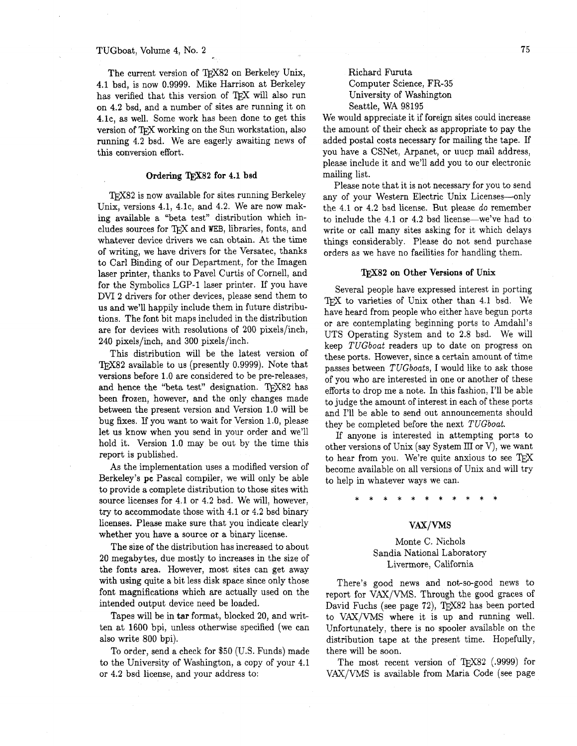The current version of TeX82 on Berkeley Unix, 4.1 bsd, is now 0.9999. Mike Harrison at Berkeley has verified that this version of TeX will also run on 4.2 bsd, and a number of sites are running it on 4.1c, as well. Some work has been done to get this version of TeX working on the Sun workstation, also running 4.2 bsd. We are eagerly awaiting news of this conversion effort.

### Ordering TeX82 for 4.1 bsd

TeX82 is now available for sites running Berkeley Unix, versions 4.1, 4.1c, and 4.2. We are now making available a "beta test" distribution which includes sources for TeX and WEB, libraries, fonts, and whatever device drivers we can obtain. At the time of writing, we have drivers for the Versatec, thanks to Carl Binding of our Department, for the Imagen laser printer, thanks to Pavel Curtis of Cornell, and for the Symbolics LGP-1 laser printer. If you have DVI 2 drivers for other devices, please send them to us and we'll happily include them in future distributions. The font bit maps included in the distribution are for devices with resolutions of 200 pixels/inch, 240 pixels/inch, and 300 pixels/inch.

This distribution will be the latest version of TeX82 available to us (presently 0.9999). Note that versions before 1.0 are considered to be pre-releases, and hence the "beta test" designation. TeX82 has been frozen, however, and the only changes made between the present version and Version 1.0 will be bug fixes. If you want to wait for Version 1.0, please let us know when you send in your order and we'll hold it. Version 1.0 may be out by the time this report is published.

As the implementation uses a modified version of Berkeley's **pc** Pascal compiler, we will only be able to provide a complete distribution to those sites with source licenses for 4.1 or 4.2 bsd. We will, however, try to accommodate those with 4.1 or 4.2 bsd binary licenses. Please make sure that you indicate clearly whether you have a source or a binary license.

The size of the distribution has increased to about 20 megabytes, due mostly to increases in the size of the fonts area. However, most sites can get away with using quite a bit less disk space since only those font magnifications which are actually used on the intended output device need be loaded.

Tapes will be in **tar** format, blocked 20, and written at 1600 bpi, unless otherwise specified (we can also write 800 bpi).

To order, send a check for $50 (U.S. Funds) made to the University of Washington, a copy of your 4.1 or 4.2 bsd license, and your address to:

Richard Furuta
Computer Science, FR-35
University of Washington
Seattle, WA 98195

We would appreciate it if foreign sites could increase the amount of their check as appropriate to pay the added postal costs necessary for mailing the tape. If you have a CSNet, Arpanet, or uucp mail address, please include it and we'll add you to our electronic mailing list.

Please note that it is not necessary for you to send any of your Western Electric Unix Licenses—only the 4.1 or 4.2 bsd license. But please *do* remember to include the 4.1 or 4.2 bsd license—we've had to write or call many sites asking for it which delays things considerably. Please do not send purchase orders as we have no facilities for handling them.

### TeX82 on Other Versions of Unix

Several people have expressed interest in porting TeX to varieties of Unix other than 4.1 bsd. We have heard from people who either have begun ports or are contemplating beginning ports to Amdahl's UTS Operating System and to 2.8 bsd. We will keep *TUGboat* readers up to date on progress on these ports. However, since a certain amount of time passes between *TUGboats*, I would like to ask those of you who are interested in one or another of these efforts to drop me a note. In this fashion, I'll be able to judge the amount of interest in each of these ports and I'll be able to send out announcements should they be completed before the next *TUGboat*.

If anyone is interested in attempting ports to other versions of Unix (say System III or V), we want to hear from you. We're quite anxious to see TeX become available on all versions of Unix and will try to help in whatever ways we can.

\* \* \* \* \* \* \* \* \* \* \*

## VAX/VMS

Monte C. Nichols
Sandia National Laboratory
Livermore, California

There's good news and not-so-good news to report for VAX/VMS. Through the good graces of David Fuchs (see page 72), TeX82 has been ported to VAX/VMS where it is up and running well. Unfortunately, there is no spooler available on the distribution tape at the present time. Hopefully, there will be soon.

The most recent version of TeX82 (.9999) for VAX/VMS is available from Maria Code (see page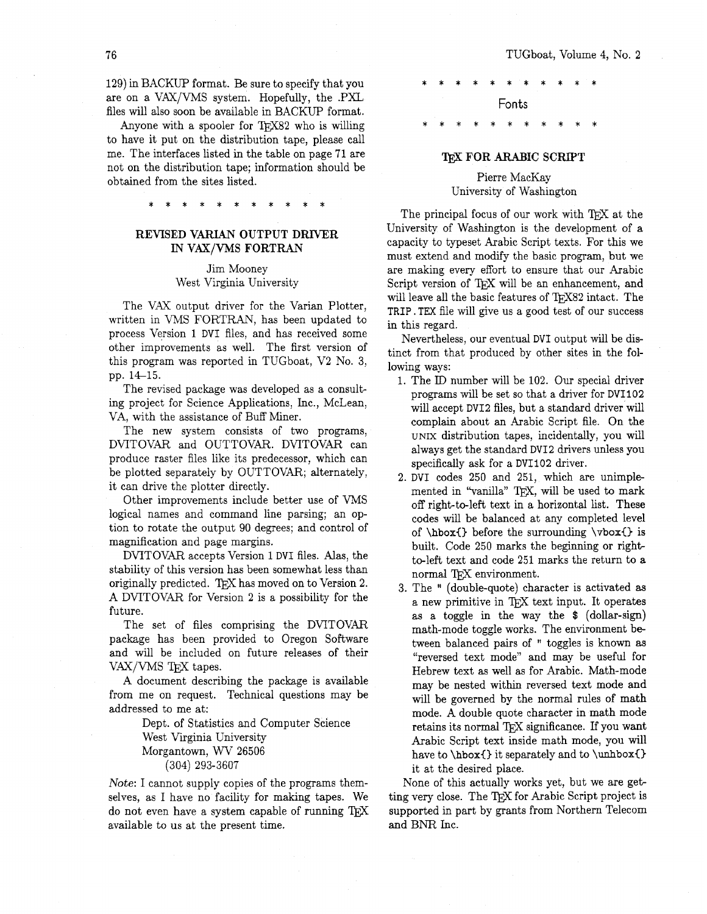129) in BACKUP format. Be sure to specify that you are on a VAX/VMS system. Hopefully, the .PXL files will also soon be available in BACKUP format.

Anyone with a spooler for TEX82 who is willing to have it put on the distribution tape, please call me. The interfaces listed in the table on page 71 are not on the distribution tape; information should be obtained from the sites listed.

\* \* \* \* \* \* \* \* \* \* \*

## REVISED VARIAN OUTPUT DRIVER IN VAX/VMS FORTRAN

Jim Mooney
West Virginia University

The VAX output driver for the Varian Plotter, written in VMS FORTRAN, has been updated to process Version 1 DVI files, and has received some other improvements as well. The first version of this program was reported in TUGboat, V2 No. 3, pp. 14–15.

The revised package was developed as a consulting project for Science Applications, Inc., McLean, VA, with the assistance of Buff Miner.

The new system consists of two programs, DVITOVAR and OUTTOVAR. DVITOVAR can produce raster files like its predecessor, which can be plotted separately by OUTTOVAR; alternately, it can drive the plotter directly.

Other improvements include better use of VMS logical names and command line parsing; an option to rotate the output 90 degrees; and control of magnification and page margins.

DVITOVAR accepts Version 1 DVI files. Alas, the stability of this version has been somewhat less than originally predicted. TEX has moved on to Version 2. A DVITOVAR for Version 2 is a possibility for the future.

The set of files comprising the DVITOVAR package has been provided to Oregon Software and will be included on future releases of their VAX/VMS TEX tapes.

A document describing the package is available from me on request. Technical questions may be addressed to me at:

Dept. of Statistics and Computer Science
West Virginia University
Morgantown, WV 26506
(304) 293-3607

*Note*: I cannot supply copies of the programs themselves, as I have no facility for making tapes. We do not even have a system capable of running TEX available to us at the present time.

\* \* \* \* \* \* \* \* \* \* \*

# Fonts

\* \* \* \* \* \* \* \* \* \* \*

## TEX FOR ARABIC SCRIPT

Pierre MacKay
University of Washington

The principal focus of our work with TEX at the University of Washington is the development of a capacity to typeset Arabic Script texts. For this we must extend and modify the basic program, but we are making every effort to ensure that our Arabic Script version of TEX will be an enhancement, and will leave all the basic features of TEX82 intact. The `TRIP.TEX` file will give us a good test of our success in this regard.

Nevertheless, our eventual DVI output will be distinct from that produced by other sites in the following ways:

1. The ID number will be 102. Our special driver programs will be set so that a driver for DVI102 will accept DVI2 files, but a standard driver will complain about an Arabic Script file. On the UNIX distribution tapes, incidentally, you will always get the standard DVI2 drivers unless you specifically ask for a DVI102 driver.
2. DVI codes 250 and 251, which are unimplemented in "vanilla" TEX, will be used to mark off right-to-left text in a horizontal list. These codes will be balanced at any completed level of `\hbox{}` before the surrounding `\vbox{}` is built. Code 250 marks the beginning or right-to-left text and code 251 marks the return to a normal TEX environment.
3. The " (double-quote) character is activated as a new primitive in TEX text input. It operates as a toggle in the way the $ (dollar-sign) math-mode toggle works. The environment between balanced pairs of " toggles is known as "reversed text mode" and may be useful for Hebrew text as well as for Arabic. Math-mode may be nested within reversed text mode and will be governed by the normal rules of math mode. A double quote character in math mode retains its normal TEX significance. If you want Arabic Script text inside math mode, you will have to `\hbox{}` it separately and to `\unhbox{}` it at the desired place.

None of this actually works yet, but we are getting very close. The TEX for Arabic Script project is supported in part by grants from Northern Telecom and BNR Inc.